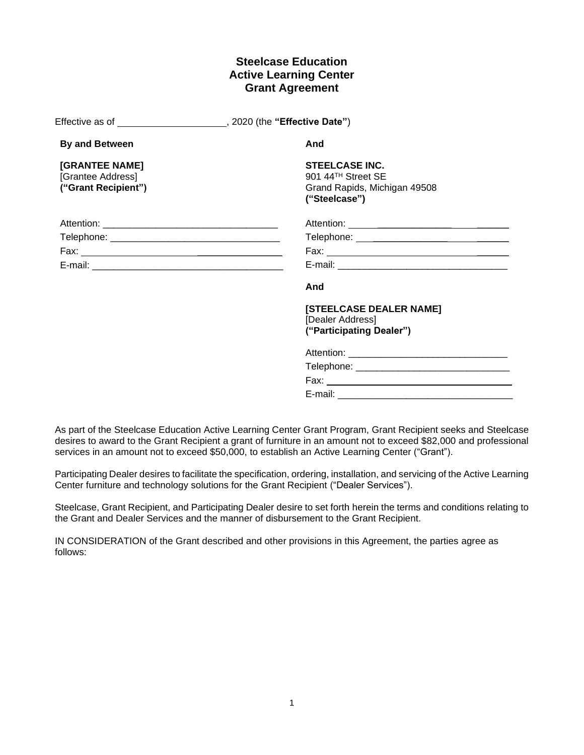# Steelcase Education
# Active Learning Center
# Grant Agreement

Effective as of ____________________, 2020 (the **"Effective Date"**)

**By and Between**

**[GRANTEE NAME]**
[Grantee Address]
**("Grant Recipient")**

Attention: ________________________________
Telephone: ________________________________
Fax: ________________________________
E-mail: ________________________________

**And**

**STEELCASE INC.**
901 44TH Street SE
Grand Rapids, Michigan 49508
**("Steelcase")**

Attention: ________________________________
Telephone: ________________________________
Fax: ________________________________
E-mail: ________________________________

**And**

**[STEELCASE DEALER NAME]**
[Dealer Address]
**("Participating Dealer")**

Attention: ________________________________
Telephone: ________________________________
Fax: ________________________________
E-mail: ________________________________

As part of the Steelcase Education Active Learning Center Grant Program, Grant Recipient seeks and Steelcase desires to award to the Grant Recipient a grant of furniture in an amount not to exceed $82,000 and professional services in an amount not to exceed $50,000, to establish an Active Learning Center ("Grant").

Participating Dealer desires to facilitate the specification, ordering, installation, and servicing of the Active Learning Center furniture and technology solutions for the Grant Recipient ("Dealer Services").

Steelcase, Grant Recipient, and Participating Dealer desire to set forth herein the terms and conditions relating to the Grant and Dealer Services and the manner of disbursement to the Grant Recipient.

IN CONSIDERATION of the Grant described and other provisions in this Agreement, the parties agree as follows: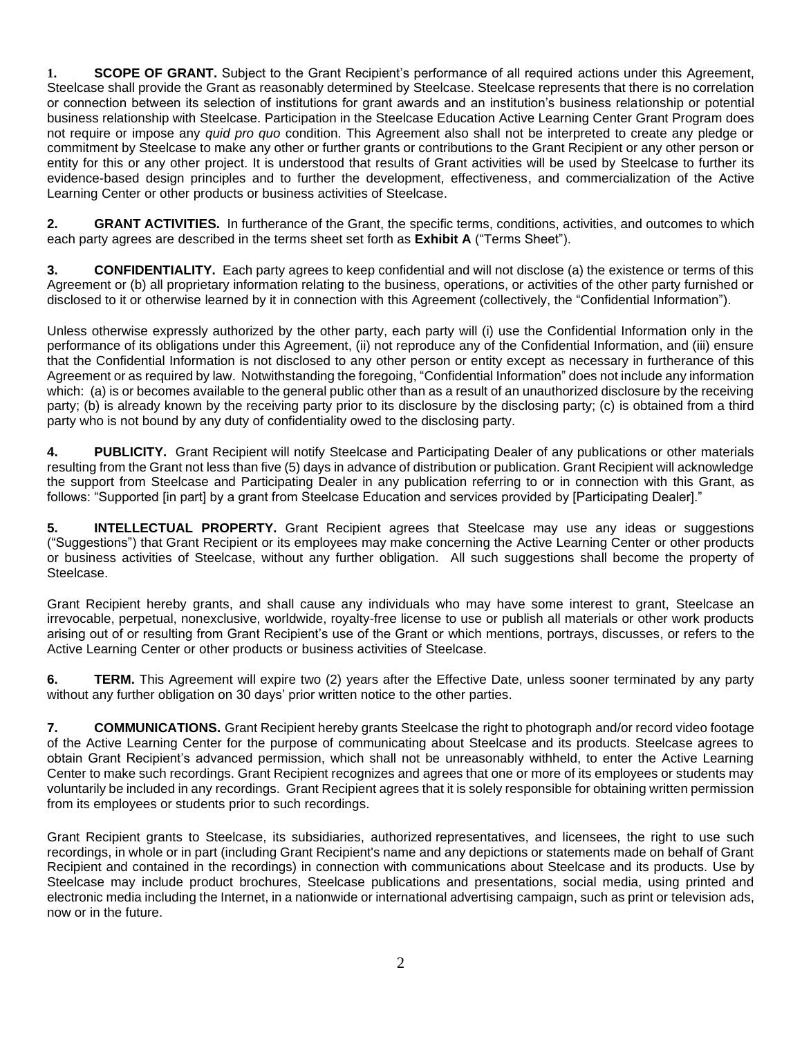**1. SCOPE OF GRANT.** Subject to the Grant Recipient's performance of all required actions under this Agreement, Steelcase shall provide the Grant as reasonably determined by Steelcase. Steelcase represents that there is no correlation or connection between its selection of institutions for grant awards and an institution's business relationship or potential business relationship with Steelcase. Participation in the Steelcase Education Active Learning Center Grant Program does not require or impose any *quid pro quo* condition. This Agreement also shall not be interpreted to create any pledge or commitment by Steelcase to make any other or further grants or contributions to the Grant Recipient or any other person or entity for this or any other project. It is understood that results of Grant activities will be used by Steelcase to further its evidence-based design principles and to further the development, effectiveness, and commercialization of the Active Learning Center or other products or business activities of Steelcase.

**2. GRANT ACTIVITIES.** In furtherance of the Grant, the specific terms, conditions, activities, and outcomes to which each party agrees are described in the terms sheet set forth as **Exhibit A** ("Terms Sheet").

**3. CONFIDENTIALITY.** Each party agrees to keep confidential and will not disclose (a) the existence or terms of this Agreement or (b) all proprietary information relating to the business, operations, or activities of the other party furnished or disclosed to it or otherwise learned by it in connection with this Agreement (collectively, the "Confidential Information").

Unless otherwise expressly authorized by the other party, each party will (i) use the Confidential Information only in the performance of its obligations under this Agreement, (ii) not reproduce any of the Confidential Information, and (iii) ensure that the Confidential Information is not disclosed to any other person or entity except as necessary in furtherance of this Agreement or as required by law. Notwithstanding the foregoing, "Confidential Information" does not include any information which: (a) is or becomes available to the general public other than as a result of an unauthorized disclosure by the receiving party; (b) is already known by the receiving party prior to its disclosure by the disclosing party; (c) is obtained from a third party who is not bound by any duty of confidentiality owed to the disclosing party.

**4. PUBLICITY.** Grant Recipient will notify Steelcase and Participating Dealer of any publications or other materials resulting from the Grant not less than five (5) days in advance of distribution or publication. Grant Recipient will acknowledge the support from Steelcase and Participating Dealer in any publication referring to or in connection with this Grant, as follows: "Supported [in part] by a grant from Steelcase Education and services provided by [Participating Dealer]."

**5. INTELLECTUAL PROPERTY.** Grant Recipient agrees that Steelcase may use any ideas or suggestions ("Suggestions") that Grant Recipient or its employees may make concerning the Active Learning Center or other products or business activities of Steelcase, without any further obligation. All such suggestions shall become the property of Steelcase.

Grant Recipient hereby grants, and shall cause any individuals who may have some interest to grant, Steelcase an irrevocable, perpetual, nonexclusive, worldwide, royalty-free license to use or publish all materials or other work products arising out of or resulting from Grant Recipient's use of the Grant or which mentions, portrays, discusses, or refers to the Active Learning Center or other products or business activities of Steelcase.

**6. TERM.** This Agreement will expire two (2) years after the Effective Date, unless sooner terminated by any party without any further obligation on 30 days' prior written notice to the other parties.

**7. COMMUNICATIONS.** Grant Recipient hereby grants Steelcase the right to photograph and/or record video footage of the Active Learning Center for the purpose of communicating about Steelcase and its products. Steelcase agrees to obtain Grant Recipient's advanced permission, which shall not be unreasonably withheld, to enter the Active Learning Center to make such recordings. Grant Recipient recognizes and agrees that one or more of its employees or students may voluntarily be included in any recordings. Grant Recipient agrees that it is solely responsible for obtaining written permission from its employees or students prior to such recordings.

Grant Recipient grants to Steelcase, its subsidiaries, authorized representatives, and licensees, the right to use such recordings, in whole or in part (including Grant Recipient's name and any depictions or statements made on behalf of Grant Recipient and contained in the recordings) in connection with communications about Steelcase and its products. Use by Steelcase may include product brochures, Steelcase publications and presentations, social media, using printed and electronic media including the Internet, in a nationwide or international advertising campaign, such as print or television ads, now or in the future.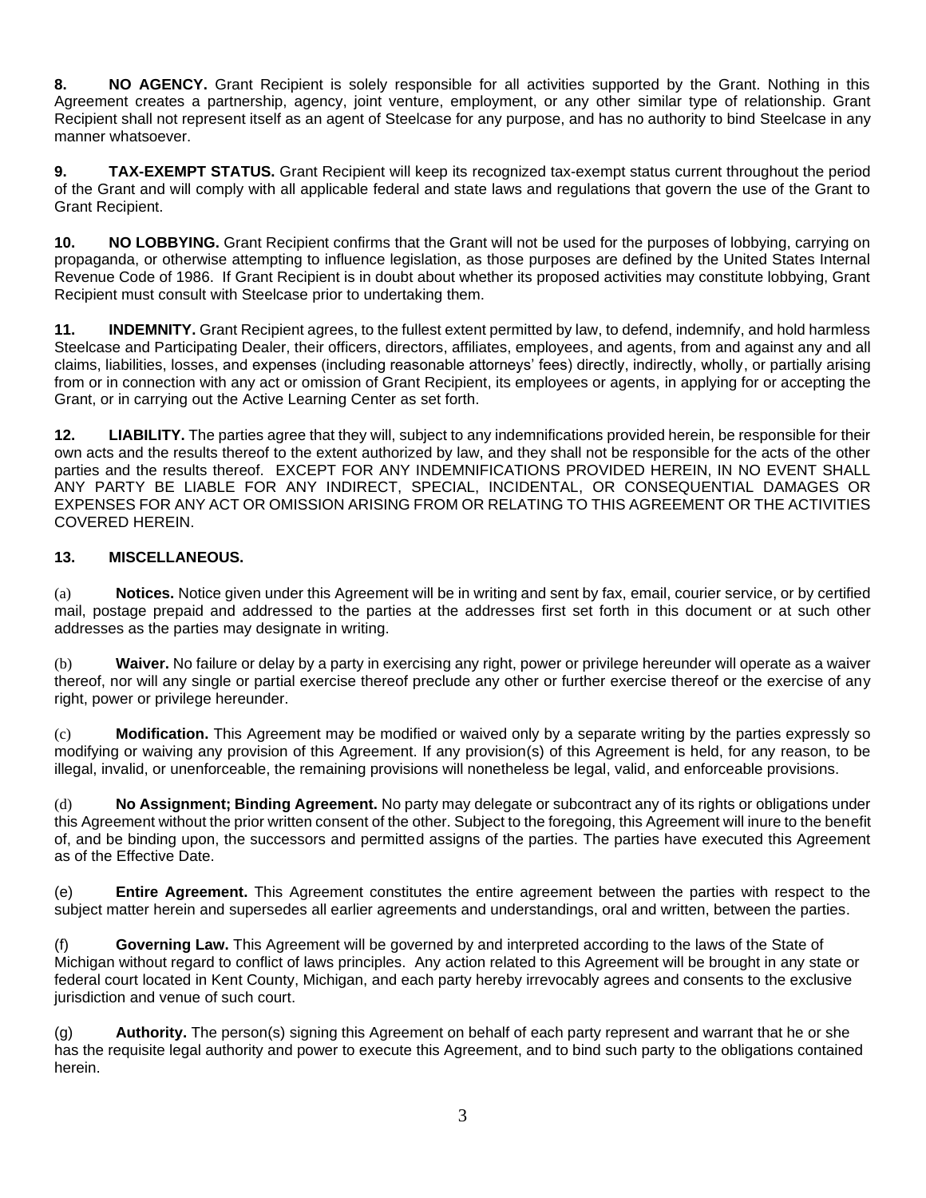**8. NO AGENCY.** Grant Recipient is solely responsible for all activities supported by the Grant. Nothing in this Agreement creates a partnership, agency, joint venture, employment, or any other similar type of relationship. Grant Recipient shall not represent itself as an agent of Steelcase for any purpose, and has no authority to bind Steelcase in any manner whatsoever.

**9. TAX-EXEMPT STATUS.** Grant Recipient will keep its recognized tax-exempt status current throughout the period of the Grant and will comply with all applicable federal and state laws and regulations that govern the use of the Grant to Grant Recipient.

**10. NO LOBBYING.** Grant Recipient confirms that the Grant will not be used for the purposes of lobbying, carrying on propaganda, or otherwise attempting to influence legislation, as those purposes are defined by the United States Internal Revenue Code of 1986. If Grant Recipient is in doubt about whether its proposed activities may constitute lobbying, Grant Recipient must consult with Steelcase prior to undertaking them.

**11. INDEMNITY.** Grant Recipient agrees, to the fullest extent permitted by law, to defend, indemnify, and hold harmless Steelcase and Participating Dealer, their officers, directors, affiliates, employees, and agents, from and against any and all claims, liabilities, losses, and expenses (including reasonable attorneys' fees) directly, indirectly, wholly, or partially arising from or in connection with any act or omission of Grant Recipient, its employees or agents, in applying for or accepting the Grant, or in carrying out the Active Learning Center as set forth.

**12. LIABILITY.** The parties agree that they will, subject to any indemnifications provided herein, be responsible for their own acts and the results thereof to the extent authorized by law, and they shall not be responsible for the acts of the other parties and the results thereof. EXCEPT FOR ANY INDEMNIFICATIONS PROVIDED HEREIN, IN NO EVENT SHALL ANY PARTY BE LIABLE FOR ANY INDIRECT, SPECIAL, INCIDENTAL, OR CONSEQUENTIAL DAMAGES OR EXPENSES FOR ANY ACT OR OMISSION ARISING FROM OR RELATING TO THIS AGREEMENT OR THE ACTIVITIES COVERED HEREIN.

**13. MISCELLANEOUS.**

(a) **Notices.** Notice given under this Agreement will be in writing and sent by fax, email, courier service, or by certified mail, postage prepaid and addressed to the parties at the addresses first set forth in this document or at such other addresses as the parties may designate in writing.

(b) **Waiver.** No failure or delay by a party in exercising any right, power or privilege hereunder will operate as a waiver thereof, nor will any single or partial exercise thereof preclude any other or further exercise thereof or the exercise of any right, power or privilege hereunder.

(c) **Modification.** This Agreement may be modified or waived only by a separate writing by the parties expressly so modifying or waiving any provision of this Agreement. If any provision(s) of this Agreement is held, for any reason, to be illegal, invalid, or unenforceable, the remaining provisions will nonetheless be legal, valid, and enforceable provisions.

(d) **No Assignment; Binding Agreement.** No party may delegate or subcontract any of its rights or obligations under this Agreement without the prior written consent of the other. Subject to the foregoing, this Agreement will inure to the benefit of, and be binding upon, the successors and permitted assigns of the parties. The parties have executed this Agreement as of the Effective Date.

(e) **Entire Agreement.** This Agreement constitutes the entire agreement between the parties with respect to the subject matter herein and supersedes all earlier agreements and understandings, oral and written, between the parties.

(f) **Governing Law.** This Agreement will be governed by and interpreted according to the laws of the State of Michigan without regard to conflict of laws principles. Any action related to this Agreement will be brought in any state or federal court located in Kent County, Michigan, and each party hereby irrevocably agrees and consents to the exclusive jurisdiction and venue of such court.

(g) **Authority.** The person(s) signing this Agreement on behalf of each party represent and warrant that he or she has the requisite legal authority and power to execute this Agreement, and to bind such party to the obligations contained herein.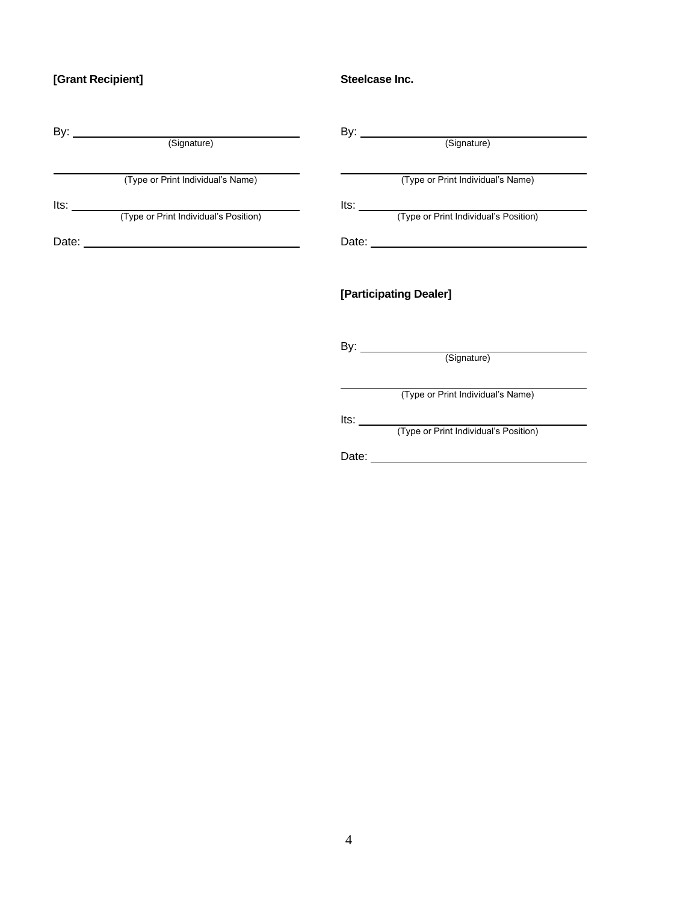**[Grant Recipient]**

By: \_\_\_\_\_\_\_\_\_\_\_\_\_\_\_\_\_\_\_\_\_\_\_\_\_\_\_\_\_\_\_\_\_\_
(Signature)

\_\_\_\_\_\_\_\_\_\_\_\_\_\_\_\_\_\_\_\_\_\_\_\_\_\_\_\_\_\_\_\_\_\_\_\_
(Type or Print Individual's Name)

Its: \_\_\_\_\_\_\_\_\_\_\_\_\_\_\_\_\_\_\_\_\_\_\_\_\_\_\_\_\_\_\_\_\_\_
(Type or Print Individual's Position)

Date: \_\_\_\_\_\_\_\_\_\_\_\_\_\_\_\_\_\_\_\_\_\_\_\_\_\_\_\_\_\_\_\_

**Steelcase Inc.**

By: \_\_\_\_\_\_\_\_\_\_\_\_\_\_\_\_\_\_\_\_\_\_\_\_\_\_\_\_\_\_\_\_\_\_
(Signature)

\_\_\_\_\_\_\_\_\_\_\_\_\_\_\_\_\_\_\_\_\_\_\_\_\_\_\_\_\_\_\_\_\_\_\_\_
(Type or Print Individual's Name)

Its: \_\_\_\_\_\_\_\_\_\_\_\_\_\_\_\_\_\_\_\_\_\_\_\_\_\_\_\_\_\_\_\_\_\_
(Type or Print Individual's Position)

Date: \_\_\_\_\_\_\_\_\_\_\_\_\_\_\_\_\_\_\_\_\_\_\_\_\_\_\_\_\_\_\_\_

**[Participating Dealer]**

By: \_\_\_\_\_\_\_\_\_\_\_\_\_\_\_\_\_\_\_\_\_\_\_\_\_\_\_\_\_\_\_\_\_\_
(Signature)

\_\_\_\_\_\_\_\_\_\_\_\_\_\_\_\_\_\_\_\_\_\_\_\_\_\_\_\_\_\_\_\_\_\_\_\_
(Type or Print Individual's Name)

Its: \_\_\_\_\_\_\_\_\_\_\_\_\_\_\_\_\_\_\_\_\_\_\_\_\_\_\_\_\_\_\_\_\_\_
(Type or Print Individual's Position)

Date: \_\_\_\_\_\_\_\_\_\_\_\_\_\_\_\_\_\_\_\_\_\_\_\_\_\_\_\_\_\_\_\_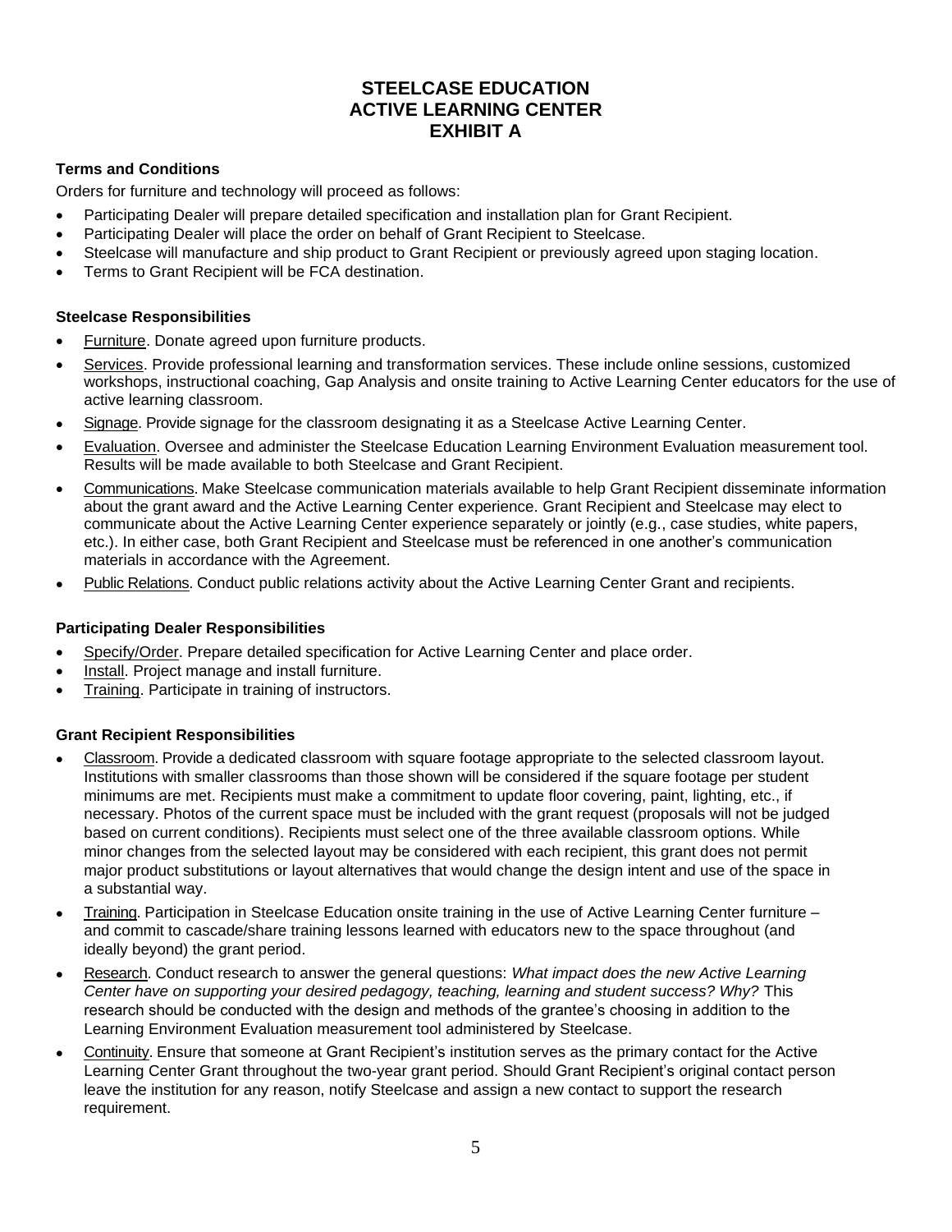# STEELCASE EDUCATION
# ACTIVE LEARNING CENTER
# EXHIBIT A

**Terms and Conditions**

Orders for furniture and technology will proceed as follows:

- Participating Dealer will prepare detailed specification and installation plan for Grant Recipient.
- Participating Dealer will place the order on behalf of Grant Recipient to Steelcase.
- Steelcase will manufacture and ship product to Grant Recipient or previously agreed upon staging location.
- Terms to Grant Recipient will be FCA destination.

**Steelcase Responsibilities**

- Furniture. Donate agreed upon furniture products.
- Services. Provide professional learning and transformation services. These include online sessions, customized workshops, instructional coaching, Gap Analysis and onsite training to Active Learning Center educators for the use of active learning classroom.
- Signage. Provide signage for the classroom designating it as a Steelcase Active Learning Center.
- Evaluation. Oversee and administer the Steelcase Education Learning Environment Evaluation measurement tool. Results will be made available to both Steelcase and Grant Recipient.
- Communications. Make Steelcase communication materials available to help Grant Recipient disseminate information about the grant award and the Active Learning Center experience. Grant Recipient and Steelcase may elect to communicate about the Active Learning Center experience separately or jointly (e.g., case studies, white papers, etc.). In either case, both Grant Recipient and Steelcase must be referenced in one another's communication materials in accordance with the Agreement.
- Public Relations. Conduct public relations activity about the Active Learning Center Grant and recipients.

**Participating Dealer Responsibilities**

- Specify/Order. Prepare detailed specification for Active Learning Center and place order.
- Install. Project manage and install furniture.
- Training. Participate in training of instructors.

**Grant Recipient Responsibilities**

- Classroom. Provide a dedicated classroom with square footage appropriate to the selected classroom layout. Institutions with smaller classrooms than those shown will be considered if the square footage per student minimums are met. Recipients must make a commitment to update floor covering, paint, lighting, etc., if necessary. Photos of the current space must be included with the grant request (proposals will not be judged based on current conditions). Recipients must select one of the three available classroom options. While minor changes from the selected layout may be considered with each recipient, this grant does not permit major product substitutions or layout alternatives that would change the design intent and use of the space in a substantial way.
- Training. Participation in Steelcase Education onsite training in the use of Active Learning Center furniture – and commit to cascade/share training lessons learned with educators new to the space throughout (and ideally beyond) the grant period.
- Research. Conduct research to answer the general questions: *What impact does the new Active Learning Center have on supporting your desired pedagogy, teaching, learning and student success? Why?* This research should be conducted with the design and methods of the grantee's choosing in addition to the Learning Environment Evaluation measurement tool administered by Steelcase.
- Continuity. Ensure that someone at Grant Recipient's institution serves as the primary contact for the Active Learning Center Grant throughout the two-year grant period. Should Grant Recipient's original contact person leave the institution for any reason, notify Steelcase and assign a new contact to support the research requirement.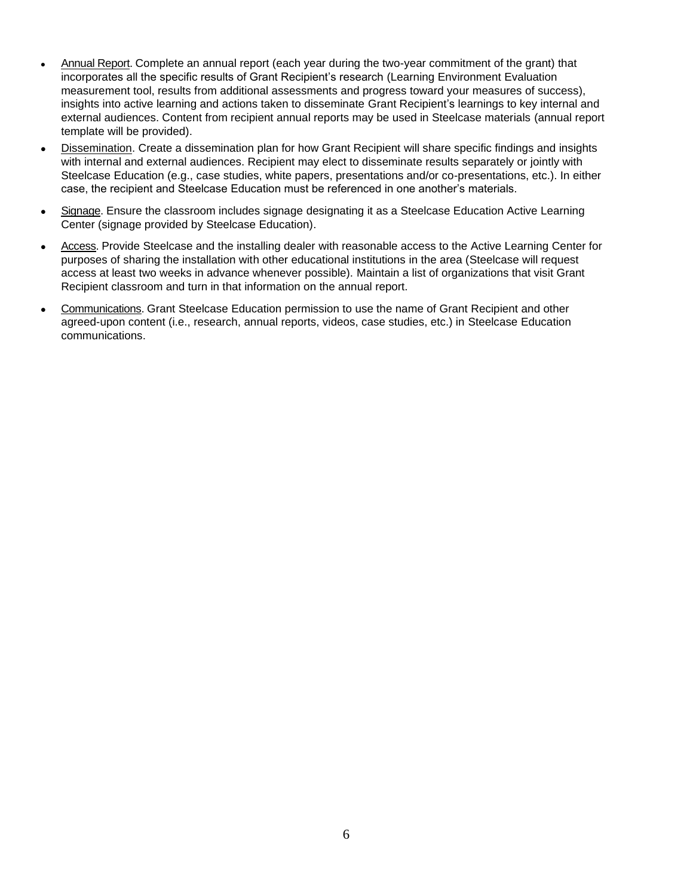- Annual Report. Complete an annual report (each year during the two-year commitment of the grant) that incorporates all the specific results of Grant Recipient's research (Learning Environment Evaluation measurement tool, results from additional assessments and progress toward your measures of success), insights into active learning and actions taken to disseminate Grant Recipient's learnings to key internal and external audiences. Content from recipient annual reports may be used in Steelcase materials (annual report template will be provided).
- Dissemination. Create a dissemination plan for how Grant Recipient will share specific findings and insights with internal and external audiences. Recipient may elect to disseminate results separately or jointly with Steelcase Education (e.g., case studies, white papers, presentations and/or co-presentations, etc.). In either case, the recipient and Steelcase Education must be referenced in one another's materials.
- Signage. Ensure the classroom includes signage designating it as a Steelcase Education Active Learning Center (signage provided by Steelcase Education).
- Access. Provide Steelcase and the installing dealer with reasonable access to the Active Learning Center for purposes of sharing the installation with other educational institutions in the area (Steelcase will request access at least two weeks in advance whenever possible). Maintain a list of organizations that visit Grant Recipient classroom and turn in that information on the annual report.
- Communications. Grant Steelcase Education permission to use the name of Grant Recipient and other agreed-upon content (i.e., research, annual reports, videos, case studies, etc.) in Steelcase Education communications.